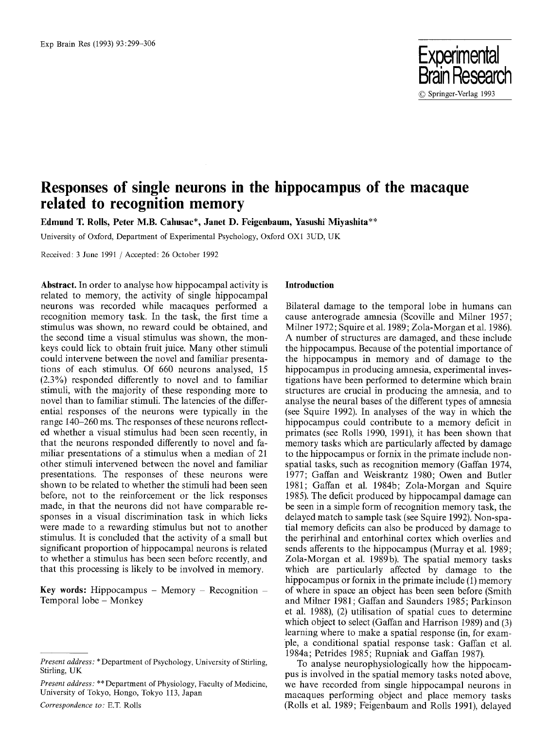# Responses of single neurons in the hippocampus of the macaque related to recognition memory

**Edmund T. Rolls, Peter M.B. Cahusac\*, Janet D. Feigenbaum, Yasushi Miyashita\*\***

University of Oxford, Department of Experimental Psychology, Oxford OX1 3UD, UK

Received: 3 June 1991 / Accepted: 26 October 1992

**Abstract.** In order to analyse how hippocampal activity is related to memory, the activity of single hippocampal neurons was recorded while macaques performed a recognition memory task. In the task, the first time a stimulus was shown, no reward could be obtained, and the second time a visual stimulus was shown, the monkeys could lick to obtain fruit juice. Many other stimuli could intervene between the novel and familiar presentations of each stimulus. Of 660 neurons analysed, 15 (2.3%) responded differently to novel and to familiar stimuli, with the majority of these responding more to novel than to familiar stimuli. The latencies of the differential responses of the neurons were typically in the range 140–260 ms. The responses of these neurons reflected whether a visual stimulus had been seen recently, in that the neurons responded differently to novel and familiar presentations of a stimulus when a median of 21 other stimuli intervened between the novel and familiar presentations. The responses of these neurons were shown to be related to whether the stimuli had been seen before, not to the reinforcement or the lick responses made, in that the neurons did not have comparable responses in a visual discrimination task in which licks were made to a rewarding stimulus but not to another stimulus. It is concluded that the activity of a small but significant proportion of hippocampal neurons is related to whether a stimulus has been seen before recently, and that this processing is likely to be involved in memory.

**Key words:** Hippocampus – Memory – Recognition – Temporal lobe – Monkey

*Present address:* \*Department of Psychology, University of Stirling, Stirling, UK

*Present address:* \*\*Department of Physiology, Faculty of Medicine, University of Tokyo, Hongo, Tokyo 113, Japan

*Correspondence to:* E.T. Rolls

## Introduction

Bilateral damage to the temporal lobe in humans can cause anterograde amnesia (Scoville and Milner 1957; Milner 1972; Squire et al. 1989; Zola-Morgan et al. 1986). A number of structures are damaged, and these include the hippocampus. Because of the potential importance of the hippocampus in memory and of damage to the hippocampus in producing amnesia, experimental investigations have been performed to determine which brain structures are crucial in producing the amnesia, and to analyse the neural bases of the different types of amnesia (see Squire 1992). In analyses of the way in which the hippocampus could contribute to a memory deficit in primates (see Rolls 1990, 1991), it has been shown that memory tasks which are particularly affected by damage to the hippocampus or fornix in the primate include non-spatial tasks, such as recognition memory (Gaffan 1974, 1977; Gaffan and Weiskrantz 1980; Owen and Butler 1981; Gaffan et al. 1984b; Zola-Morgan and Squire 1985). The deficit produced by hippocampal damage can be seen in a simple form of recognition memory task, the delayed match to sample task (see Squire 1992). Non-spatial memory deficits can also be produced by damage to the perirhinal and entorhinal cortex which overlies and sends afferents to the hippocampus (Murray et al. 1989; Zola-Morgan et al. 1989b). The spatial memory tasks which are particularly affected by damage to the hippocampus or fornix in the primate include (1) memory of where in space an object has been seen before (Smith and Milner 1981; Gaffan and Saunders 1985; Parkinson et al. 1988), (2) utilisation of spatial cues to determine which object to select (Gaffan and Harrison 1989) and (3) learning where to make a spatial response (in, for example, a conditional spatial response task: Gaffan et al. 1984a; Petrides 1985; Rupniak and Gaffan 1987).

To analyse neurophysiologically how the hippocampus is involved in the spatial memory tasks noted above, we have recorded from single hippocampal neurons in macaques performing object and place memory tasks (Rolls et al. 1989; Feigenbaum and Rolls 1991), delayed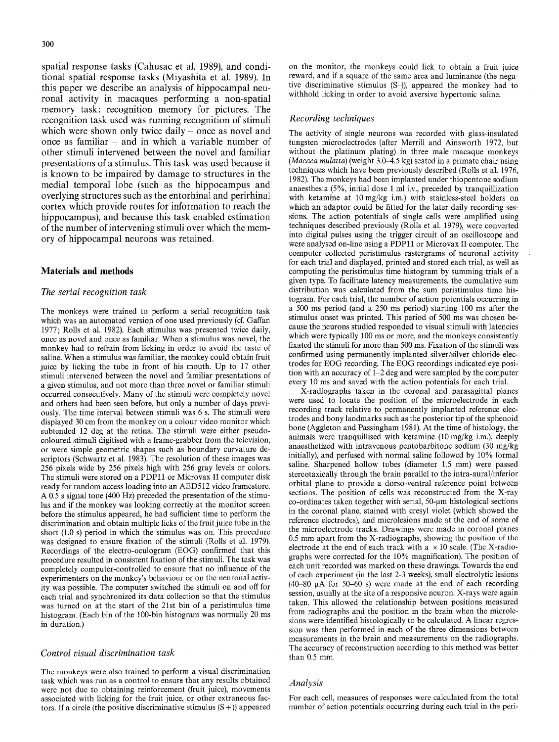spatial response tasks (Cahusac et al. 1989), and conditional spatial response tasks (Miyashita et al. 1989). In this paper we describe an analysis of hippocampal neuronal activity in macaques performing a non-spatial memory task: recognition memory for pictures. The recognition task used was running recognition of stimuli which were shown only twice daily – once as novel and once as familiar – and in which a variable number of other stimuli intervened between the novel and familiar presentations of a stimulus. This task was used because it is known to be impaired by damage to structures in the medial temporal lobe (such as the hippocampus and overlying structures such as the entorhinal and perirhinal cortex which provide routes for information to reach the hippocampus), and because this task enabled estimation of the number of intervening stimuli over which the memory of hippocampal neurons was retained.

## Materials and methods

### *The serial recognition task*

The monkeys were trained to perform a serial recognition task which was an automated version of one used previously (cf. Gaffan 1977; Rolls et al. 1982). Each stimulus was presented twice daily, once as novel and once as familiar. When a stimulus was novel, the monkey had to refrain from licking in order to avoid the taste of saline. When a stimulus was familiar, the monkey could obtain fruit juice by licking the tube in front of his mouth. Up to 17 other stimuli intervened between the novel and familiar presentations of a given stimulus, and not more than three novel or familiar stimuli occurred consecutively. Many of the stimuli were completely novel and others had been seen before, but only a number of days previously. The time interval between stimuli was 6 s. The stimuli were displayed 30 cm from the monkey on a colour video monitor which subtended 12 deg at the retina. The stimuli were either pseudo-coloured stimuli digitised with a frame-grabber from the television, or were simple geometric shapes such as boundary curvature descriptors (Schwartz et al. 1983). The resolution of these images was 256 pixels wide by 256 pixels high with 256 gray levels or colors. The stimuli were stored on a PDP11 or Microvax II computer disk ready for random access loading into an AED512 video framestore. A 0.5 s signal tone (400 Hz) preceded the presentation of the stimulus and if the monkey was looking correctly at the monitor screen before the stimulus appeared, he had sufficient time to perform the discrimination and obtain multiple licks of the fruit juice tube in the short (1.0 s) period in which the stimulus was on. This procedure was designed to ensure fixation of the stimuli (Rolls et al. 1979). Recordings of the electro-oculogram (EOG) confirmed that this procedure resulted in consistent fixation of the stimuli. The task was completely computer-controlled to ensure that no influence of the experimenters on the monkey's behaviour or on the neuronal activity was possible. The computer switched the stimuli on and off for each trial and synchronized its data collection so that the stimulus was turned on at the start of the 21st bin of a peristimulus time histogram. (Each bin of the 100-bin histogram was normally 20 ms in duration.)

### *Control visual discrimination task*

The monkeys were also trained to perform a visual discrimination task which was run as a control to ensure that any results obtained were not due to obtaining reinforcement (fruit juice), movements associated with licking for the fruit juice, or other extraneous factors. If a circle (the positive discriminative stimulus (S+)) appeared on the monitor, the monkeys could lick to obtain a fruit juice reward, and if a square of the same area and luminance (the negative discriminative stimulus (S–)), appeared the monkey had to withhold licking in order to avoid aversive hypertonic saline.

### *Recording techniques*

The activity of single neurons was recorded with glass-insulated tungsten microelectrodes (after Merrill and Ainsworth 1972, but without the platinum plating) in three male macaque monkeys (*Macaca mulatta*) (weight 3.0–4.5 kg) seated in a primate chair using techniques which have been previously described (Rolls et al. 1976, 1982). The monkeys had been implanted under thiopentone sodium anaesthesia (5%, initial dose 1 ml i.v., preceded by tranquillization with ketamine at 10 mg/kg i.m.) with stainless-steel holders on which an adaptor could be fitted for the later daily recording sessions. The action potentials of single cells were amplified using techniques described previously (Rolls et al. 1979), were converted into digital pulses using the trigger circuit of an oscilloscope and were analysed on-line using a PDP11 or Microvax II computer. The computer collected peristimulus rastergrams of neuronal activity for each trial and displayed, printed and stored each trial, as well as computing the peristimulus time histogram by summing trials of a given type. To facilitate latency measurements, the cumulative sum distribution was calculated from the sum peristimulus time histogram. For each trial, the number of action potentials occurring in a 500 ms period (and a 250 ms period) starting 100 ms after the stimulus onset was printed. This period of 500 ms was chosen because the neurons studied responded to visual stimuli with latencies which were typically 100 ms or more, and the monkeys consistently fixated the stimuli for more than 500 ms. Fixation of the stimuli was confirmed using permanently implanted silver/silver chloride electrodes for EOG recording. The EOG recordings indicated eye position with an accuracy of 1–2 deg and were sampled by the computer every 10 ms and saved with the action potentials for each trial.

X-radiographs taken in the coronal and parasagittal planes were used to locate the position of the microelectrode in each recording track relative to permanently implanted reference electrodes and bony landmarks such as the posterior tip of the sphenoid bone (Aggleton and Passingham 1981). At the time of histology, the animals were tranquillised with ketamine (10 mg/kg i.m.), deeply anaesthetized with intravenous pentobarbitone sodium (30 mg/kg initially), and perfused with normal saline followed by 10% formal saline. Sharpened hollow tubes (diameter 1.5 mm) were passed stereotaxically through the brain parallel to the intra-aural/inferior orbital plane to provide a dorso-ventral reference point between sections. The position of cells was reconstructed from the X-ray co-ordinates taken together with serial, 50-μm histological sections in the coronal plane, stained with cresyl violet (which showed the reference electrodes), and microlesions made at the end of some of the microelectrode tracks. Drawings were made in coronal planes 0.5 mm apart from the X-radiographs, showing the position of the electrode at the end of each track with a × 10 scale. (The X-radiographs were corrected for the 10% magnification). The position of each unit recorded was marked on these drawings. Towards the end of each experiment (in the last 2-3 weeks), small electrolytic lesions (40–80 μA for 50–60 s) were made at the end of each recording session, usually at the site of a responsive neuron. X-rays were again taken. This allowed the relationship between positions measured from radiographs and the position in the brain when the microlesions were identified histologically to be calculated. A linear regression was then performed in each of the three dimensions between measurements in the brain and measurements on the radiographs. The accuracy of reconstruction according to this method was better than 0.5 mm.

### *Analysis*

For each cell, measures of responses were calculated from the total number of action potentials occurring during each trial in the peri-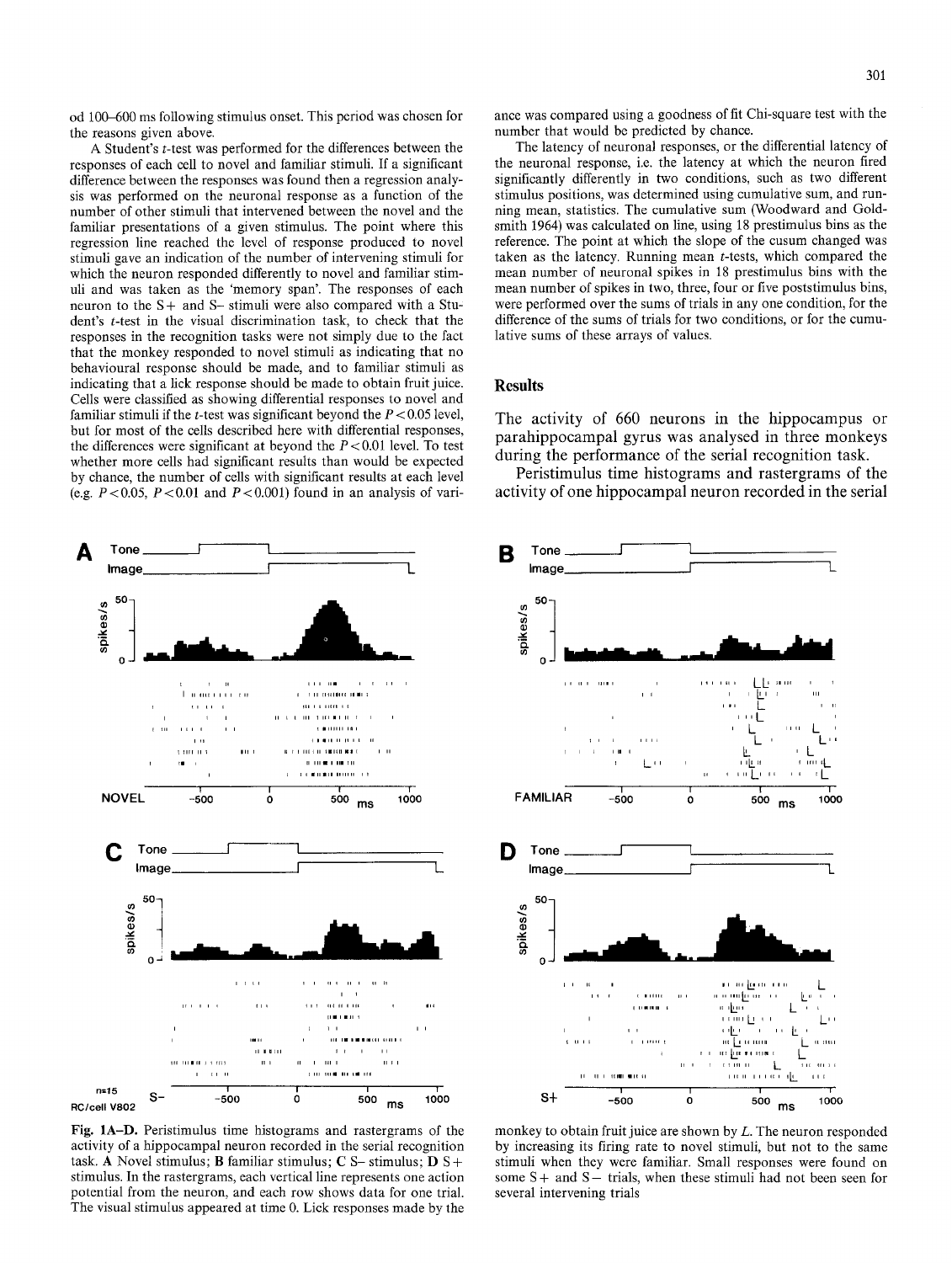od 100–600 ms following stimulus onset. This period was chosen for the reasons given above.

A Student's $t$-test was performed for the differences between the responses of each cell to novel and familiar stimuli. If a significant difference between the responses was found then a regression analysis was performed on the neuronal response as a function of the number of other stimuli that intervened between the novel and the familiar presentations of a given stimulus. The point where this regression line reached the level of response produced to novel stimuli gave an indication of the number of intervening stimuli for which the neuron responded differently to novel and familiar stimuli and was taken as the 'memory span'. The responses of each neuron to the S+ and S– stimuli were also compared with a Student's $t$-test in the visual discrimination task, to check that the responses in the recognition tasks were not simply due to the fact that the monkey responded to novel stimuli as indicating that no behavioural response should be made, and to familiar stimuli as indicating that a lick response should be made to obtain fruit juice. Cells were classified as showing differential responses to novel and familiar stimuli if the $t$-test was significant beyond the $P < 0.05$ level, but for most of the cells described here with differential responses, the differences were significant at beyond the $P < 0.01$ level. To test whether more cells had significant results than would be expected by chance, the number of cells with significant results at each level (e.g. $P < 0.05$, $P < 0.01$ and $P < 0.001$) found in an analysis of variance was compared using a goodness of fit Chi-square test with the number that would be predicted by chance.

The latency of neuronal responses, or the differential latency of the neuronal response, i.e. the latency at which the neuron fired significantly differently in two conditions, such as two different stimulus positions, was determined using cumulative sum, and running mean, statistics. The cumulative sum (Woodward and Goldsmith 1964) was calculated on line, using 18 prestimulus bins as the reference. The point at which the slope of the cusum changed was taken as the latency. Running mean $t$-tests, which compared the mean number of neuronal spikes in 18 prestimulus bins with the mean number of spikes in two, three, four or five poststimulus bins, were performed over the sums of trials in any one condition, for the difference of the sums of trials for two conditions, or for the cumulative sums of these arrays of values.

## Results

The activity of 660 neurons in the hippocampus or parahippocampal gyrus was analysed in three monkeys during the performance of the serial recognition task.

Peristimulus time histograms and rastergrams of the activity of one hippocampal neuron recorded in the serial

**Fig. 1A–D.** Peristimulus time histograms and rastergrams of the activity of a hippocampal neuron recorded in the serial recognition task. **A** Novel stimulus; **B** familiar stimulus; **C** S– stimulus; **D** S+ stimulus. In the rastergrams, each vertical line represents one action potential from the neuron, and each row shows data for one trial. The visual stimulus appeared at time 0. Lick responses made by the monkey to obtain fruit juice are shown by *L*. The neuron responded by increasing its firing rate to novel stimuli, but not to the same stimuli when they were familiar. Small responses were found on some S+ and S– trials, when these stimuli had not been seen for several intervening trials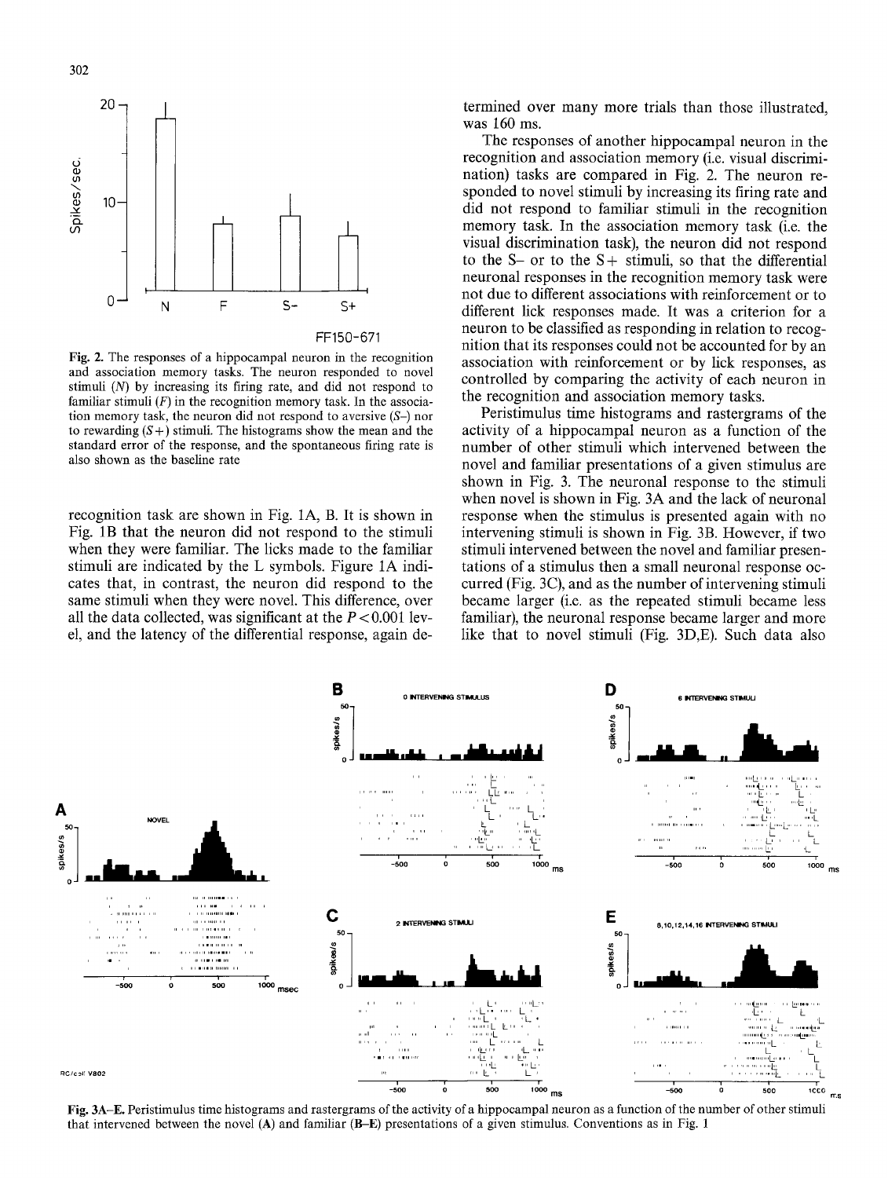Fig. 2. The responses of a hippocampal neuron in the recognition and association memory tasks. The neuron responded to novel stimuli (*N*) by increasing its firing rate, and did not respond to familiar stimuli (*F*) in the recognition memory task. In the association memory task, the neuron did not respond to aversive (*S–*) nor to rewarding (*S+*) stimuli. The histograms show the mean and the standard error of the response, and the spontaneous firing rate is also shown as the baseline rate

recognition task are shown in Fig. 1A, B. It is shown in Fig. 1B that the neuron did not respond to the stimuli when they were familiar. The licks made to the familiar stimuli are indicated by the L symbols. Figure 1A indicates that, in contrast, the neuron did respond to the same stimuli when they were novel. This difference, over all the data collected, was significant at the $P < 0.001$ level, and the latency of the differential response, again determined over many more trials than those illustrated, was 160 ms.

The responses of another hippocampal neuron in the recognition and association memory (i.e. visual discrimination) tasks are compared in Fig. 2. The neuron responded to novel stimuli by increasing its firing rate and did not respond to familiar stimuli in the recognition memory task. In the association memory task (i.e. the visual discrimination task), the neuron did not respond to the S– or to the S+ stimuli, so that the differential neuronal responses in the recognition memory task were not due to different associations with reinforcement or to different lick responses made. It was a criterion for a neuron to be classified as responding in relation to recognition that its responses could not be accounted for by an association with reinforcement or by lick responses, as controlled by comparing the activity of each neuron in the recognition and association memory tasks.

Peristimulus time histograms and rastergrams of the activity of a hippocampal neuron as a function of the number of other stimuli which intervened between the novel and familiar presentations of a given stimulus are shown in Fig. 3. The neuronal response to the stimuli when novel is shown in Fig. 3A and the lack of neuronal response when the stimulus is presented again with no intervening stimuli is shown in Fig. 3B. However, if two stimuli intervened between the novel and familiar presentations of a stimulus then a small neuronal response occurred (Fig. 3C), and as the number of intervening stimuli became larger (i.e. as the repeated stimuli became less familiar), the neuronal response became larger and more like that to novel stimuli (Fig. 3D,E). Such data also

**Fig. 3A–E.** Peristimulus time histograms and rastergrams of the activity of a hippocampal neuron as a function of the number of other stimuli that intervened between the novel (**A**) and familiar (**B–E**) presentations of a given stimulus. Conventions as in Fig. 1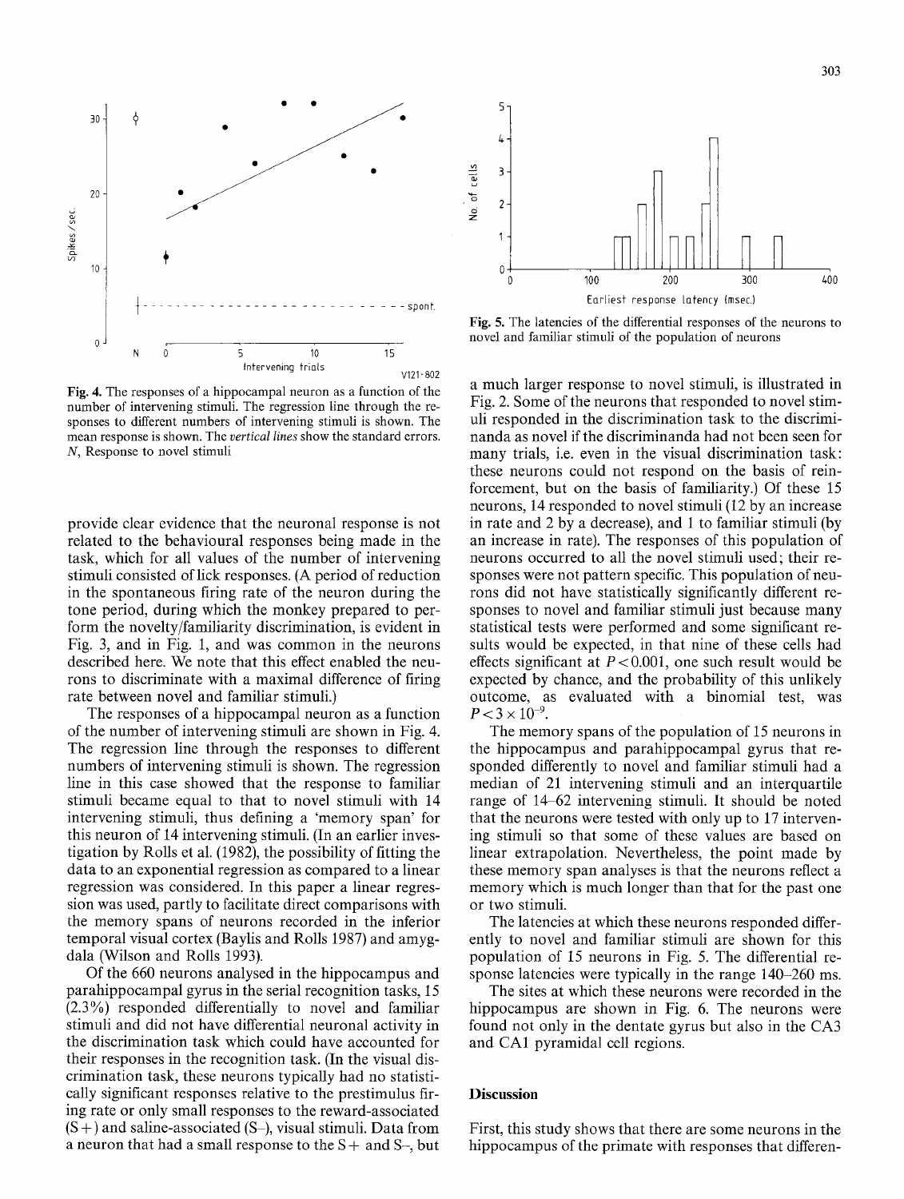**Fig. 4.** The responses of a hippocampal neuron as a function of the number of intervening stimuli. The regression line through the responses to different numbers of intervening stimuli is shown. The mean response is shown. The *vertical lines* show the standard errors. *N*, Response to novel stimuli

**Fig. 5.** The latencies of the differential responses of the neurons to novel and familiar stimuli of the population of neurons

provide clear evidence that the neuronal response is not related to the behavioural responses being made in the task, which for all values of the number of intervening stimuli consisted of lick responses. (A period of reduction in the spontaneous firing rate of the neuron during the tone period, during which the monkey prepared to perform the novelty/familiarity discrimination, is evident in Fig. 3, and in Fig. 1, and was common in the neurons described here. We note that this effect enabled the neurons to discriminate with a maximal difference of firing rate between novel and familiar stimuli.)

The responses of a hippocampal neuron as a function of the number of intervening stimuli are shown in Fig. 4. The regression line through the responses to different numbers of intervening stimuli is shown. The regression line in this case showed that the response to familiar stimuli became equal to that to novel stimuli with 14 intervening stimuli, thus defining a 'memory span' for this neuron of 14 intervening stimuli. (In an earlier investigation by Rolls et al. (1982), the possibility of fitting the data to an exponential regression as compared to a linear regression was considered. In this paper a linear regression was used, partly to facilitate direct comparisons with the memory spans of neurons recorded in the inferior temporal visual cortex (Baylis and Rolls 1987) and amygdala (Wilson and Rolls 1993).

Of the 660 neurons analysed in the hippocampus and parahippocampal gyrus in the serial recognition tasks, 15 (2.3%) responded differentially to novel and familiar stimuli and did not have differential neuronal activity in the discrimination task which could have accounted for their responses in the recognition task. (In the visual discrimination task, these neurons typically had no statistically significant responses relative to the prestimulus firing rate or only small responses to the reward-associated (S+) and saline-associated (S–), visual stimuli. Data from a neuron that had a small response to the S+ and S–, but a much larger response to novel stimuli, is illustrated in Fig. 2. Some of the neurons that responded to novel stimuli responded in the discrimination task to the discriminanda as novel if the discriminanda had not been seen for many trials, i.e. even in the visual discrimination task: these neurons could not respond on the basis of reinforcement, but on the basis of familiarity.) Of these 15 neurons, 14 responded to novel stimuli (12 by an increase in rate and 2 by a decrease), and 1 to familiar stimuli (by an increase in rate). The responses of this population of neurons occurred to all the novel stimuli used; their responses were not pattern specific. This population of neurons did not have statistically significantly different responses to novel and familiar stimuli just because many statistical tests were performed and some significant results would be expected, in that nine of these cells had effects significant at $P < 0.001$, one such result would be expected by chance, and the probability of this unlikely outcome, as evaluated with a binomial test, was $P < 3 \times 10^{-9}$.

The memory spans of the population of 15 neurons in the hippocampus and parahippocampal gyrus that responded differently to novel and familiar stimuli had a median of 21 intervening stimuli and an interquartile range of 14–62 intervening stimuli. It should be noted that the neurons were tested with only up to 17 intervening stimuli so that some of these values are based on linear extrapolation. Nevertheless, the point made by these memory span analyses is that the neurons reflect a memory which is much longer than that for the past one or two stimuli.

The latencies at which these neurons responded differently to novel and familiar stimuli are shown for this population of 15 neurons in Fig. 5. The differential response latencies were typically in the range 140–260 ms.

The sites at which these neurons were recorded in the hippocampus are shown in Fig. 6. The neurons were found not only in the dentate gyrus but also in the CA3 and CA1 pyramidal cell regions.

## Discussion

First, this study shows that there are some neurons in the hippocampus of the primate with responses that differen-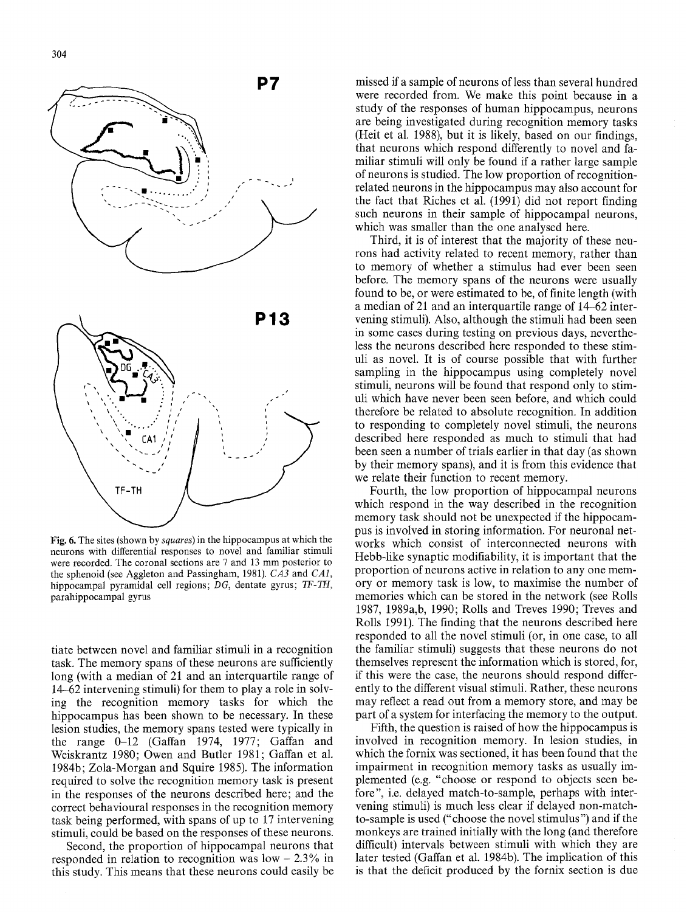P7

P13

DG

CA3

CA1

TF-TH

Fig. 6. The sites (shown by *squares*) in the hippocampus at which the neurons with differential responses to novel and familiar stimuli were recorded. The coronal sections are 7 and 13 mm posterior to the sphenoid (see Aggleton and Passingham, 1981). *CA3* and *CA1*, hippocampal pyramidal cell regions; *DG*, dentate gyrus; *TF-TH*, parahippocampal gyrus

tiate between novel and familiar stimuli in a recognition task. The memory spans of these neurons are sufficiently long (with a median of 21 and an interquartile range of 14–62 intervening stimuli) for them to play a role in solving the recognition memory tasks for which the hippocampus has been shown to be necessary. In these lesion studies, the memory spans tested were typically in the range 0–12 (Gaffan 1974, 1977; Gaffan and Weiskrantz 1980; Owen and Butler 1981; Gaffan et al. 1984b; Zola-Morgan and Squire 1985). The information required to solve the recognition memory task is present in the responses of the neurons described here; and the correct behavioural responses in the recognition memory task being performed, with spans of up to 17 intervening stimuli, could be based on the responses of these neurons.

Second, the proportion of hippocampal neurons that responded in relation to recognition was low – 2.3% in this study. This means that these neurons could easily be missed if a sample of neurons of less than several hundred were recorded from. We make this point because in a study of the responses of human hippocampus, neurons are being investigated during recognition memory tasks (Heit et al. 1988), but it is likely, based on our findings, that neurons which respond differently to novel and familiar stimuli will only be found if a rather large sample of neurons is studied. The low proportion of recognition-related neurons in the hippocampus may also account for the fact that Riches et al. (1991) did not report finding such neurons in their sample of hippocampal neurons, which was smaller than the one analysed here.

Third, it is of interest that the majority of these neurons had activity related to recent memory, rather than to memory of whether a stimulus had ever been seen before. The memory spans of the neurons were usually found to be, or were estimated to be, of finite length (with a median of 21 and an interquartile range of 14–62 intervening stimuli). Also, although the stimuli had been seen in some cases during testing on previous days, nevertheless the neurons described here responded to these stimuli as novel. It is of course possible that with further sampling in the hippocampus using completely novel stimuli, neurons will be found that respond only to stimuli which have never been seen before, and which could therefore be related to absolute recognition. In addition to responding to completely novel stimuli, the neurons described here responded as much to stimuli that had been seen a number of trials earlier in that day (as shown by their memory spans), and it is from this evidence that we relate their function to recent memory.

Fourth, the low proportion of hippocampal neurons which respond in the way described in the recognition memory task should not be unexpected if the hippocampus is involved in storing information. For neuronal networks which consist of interconnected neurons with Hebb-like synaptic modifiability, it is important that the proportion of neurons active in relation to any one memory or memory task is low, to maximise the number of memories which can be stored in the network (see Rolls 1987, 1989a,b, 1990; Rolls and Treves 1990; Treves and Rolls 1991). The finding that the neurons described here responded to all the novel stimuli (or, in one case, to all the familiar stimuli) suggests that these neurons do not themselves represent the information which is stored, for, if this were the case, the neurons should respond differently to the different visual stimuli. Rather, these neurons may reflect a read out from a memory store, and may be part of a system for interfacing the memory to the output.

Fifth, the question is raised of how the hippocampus is involved in recognition memory. In lesion studies, in which the fornix was sectioned, it has been found that the impairment in recognition memory tasks as usually implemented (e.g. "choose or respond to objects seen before", i.e. delayed match-to-sample, perhaps with intervening stimuli) is much less clear if delayed non-match-to-sample is used ("choose the novel stimulus") and if the monkeys are trained initially with the long (and therefore difficult) intervals between stimuli with which they are later tested (Gaffan et al. 1984b). The implication of this is that the deficit produced by the fornix section is due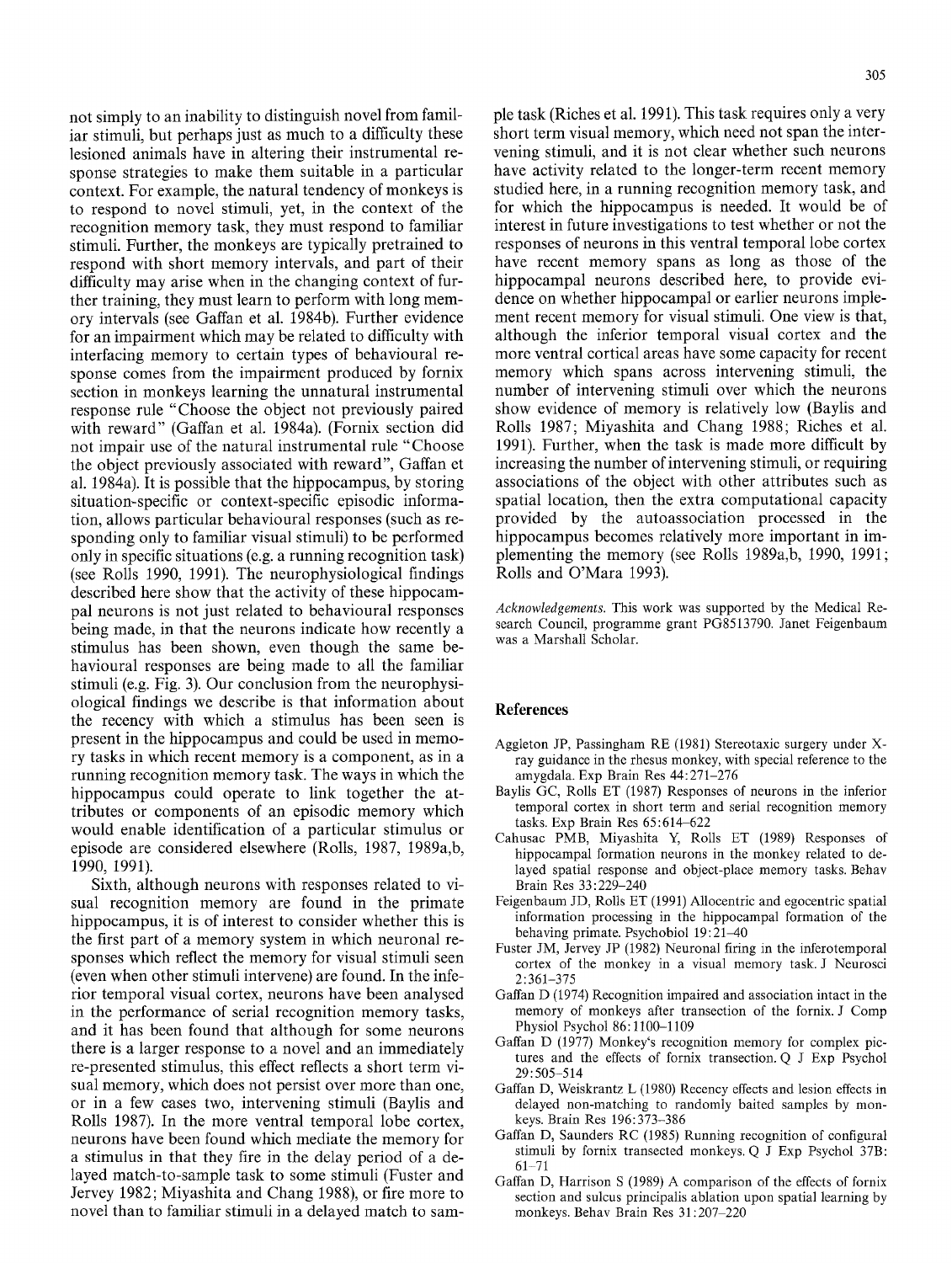not simply to an inability to distinguish novel from familiar stimuli, but perhaps just as much to a difficulty these lesioned animals have in altering their instrumental response strategies to make them suitable in a particular context. For example, the natural tendency of monkeys is to respond to novel stimuli, yet, in the context of the recognition memory task, they must respond to familiar stimuli. Further, the monkeys are typically pretrained to respond with short memory intervals, and part of their difficulty may arise when in the changing context of further training, they must learn to perform with long memory intervals (see Gaffan et al. 1984b). Further evidence for an impairment which may be related to difficulty with interfacing memory to certain types of behavioural response comes from the impairment produced by fornix section in monkeys learning the unnatural instrumental response rule "Choose the object not previously paired with reward" (Gaffan et al. 1984a). (Fornix section did not impair use of the natural instrumental rule "Choose the object previously associated with reward", Gaffan et al. 1984a). It is possible that the hippocampus, by storing situation-specific or context-specific episodic information, allows particular behavioural responses (such as responding only to familiar visual stimuli) to be performed only in specific situations (e.g. a running recognition task) (see Rolls 1990, 1991). The neurophysiological findings described here show that the activity of these hippocampal neurons is not just related to behavioural responses being made, in that the neurons indicate how recently a stimulus has been shown, even though the same behavioural responses are being made to all the familiar stimuli (e.g. Fig. 3). Our conclusion from the neurophysiological findings we describe is that information about the recency with which a stimulus has been seen is present in the hippocampus and could be used in memory tasks in which recent memory is a component, as in a running recognition memory task. The ways in which the hippocampus could operate to link together the attributes or components of an episodic memory which would enable identification of a particular stimulus or episode are considered elsewhere (Rolls, 1987, 1989a,b, 1990, 1991).

Sixth, although neurons with responses related to visual recognition memory are found in the primate hippocampus, it is of interest to consider whether this is the first part of a memory system in which neuronal responses which reflect the memory for visual stimuli seen (even when other stimuli intervene) are found. In the inferior temporal visual cortex, neurons have been analysed in the performance of serial recognition memory tasks, and it has been found that although for some neurons there is a larger response to a novel and an immediately re-presented stimulus, this effect reflects a short term visual memory, which does not persist over more than one, or in a few cases two, intervening stimuli (Baylis and Rolls 1987). In the more ventral temporal lobe cortex, neurons have been found which mediate the memory for a stimulus in that they fire in the delay period of a delayed match-to-sample task to some stimuli (Fuster and Jervey 1982; Miyashita and Chang 1988), or fire more to novel than to familiar stimuli in a delayed match to sample task (Riches et al. 1991). This task requires only a very short term visual memory, which need not span the intervening stimuli, and it is not clear whether such neurons have activity related to the longer-term recent memory studied here, in a running recognition memory task, and for which the hippocampus is needed. It would be of interest in future investigations to test whether or not the responses of neurons in this ventral temporal lobe cortex have recent memory spans as long as those of the hippocampal neurons described here, to provide evidence on whether hippocampal or earlier neurons implement recent memory for visual stimuli. One view is that, although the inferior temporal visual cortex and the more ventral cortical areas have some capacity for recent memory which spans across intervening stimuli, the number of intervening stimuli over which the neurons show evidence of memory is relatively low (Baylis and Rolls 1987; Miyashita and Chang 1988; Riches et al. 1991). Further, when the task is made more difficult by increasing the number of intervening stimuli, or requiring associations of the object with other attributes such as spatial location, then the extra computational capacity provided by the autoassociation processed in the hippocampus becomes relatively more important in implementing the memory (see Rolls 1989a,b, 1990, 1991; Rolls and O'Mara 1993).

*Acknowledgements.* This work was supported by the Medical Research Council, programme grant PG8513790. Janet Feigenbaum was a Marshall Scholar.

## References

Aggleton JP, Passingham RE (1981) Stereotaxic surgery under X-ray guidance in the rhesus monkey, with special reference to the amygdala. Exp Brain Res 44:271–276

Baylis GC, Rolls ET (1987) Responses of neurons in the inferior temporal cortex in short term and serial recognition memory tasks. Exp Brain Res 65:614–622

Cahusac PMB, Miyashita Y, Rolls ET (1989) Responses of hippocampal formation neurons in the monkey related to delayed spatial response and object-place memory tasks. Behav Brain Res 33:229–240

Feigenbaum JD, Rolls ET (1991) Allocentric and egocentric spatial information processing in the hippocampal formation of the behaving primate. Psychobiol 19:21–40

Fuster JM, Jervey JP (1982) Neuronal firing in the inferotemporal cortex of the monkey in a visual memory task. J Neurosci 2:361–375

Gaffan D (1974) Recognition impaired and association intact in the memory of monkeys after transection of the fornix. J Comp Physiol Psychol 86:1100–1109

Gaffan D (1977) Monkey's recognition memory for complex pictures and the effects of fornix transection. Q J Exp Psychol 29:505–514

Gaffan D, Weiskrantz L (1980) Recency effects and lesion effects in delayed non-matching to randomly baited samples by monkeys. Brain Res 196:373–386

Gaffan D, Saunders RC (1985) Running recognition of configural stimuli by fornix transected monkeys. Q J Exp Psychol 37B: 61–71

Gaffan D, Harrison S (1989) A comparison of the effects of fornix section and sulcus principalis ablation upon spatial learning by monkeys. Behav Brain Res 31:207–220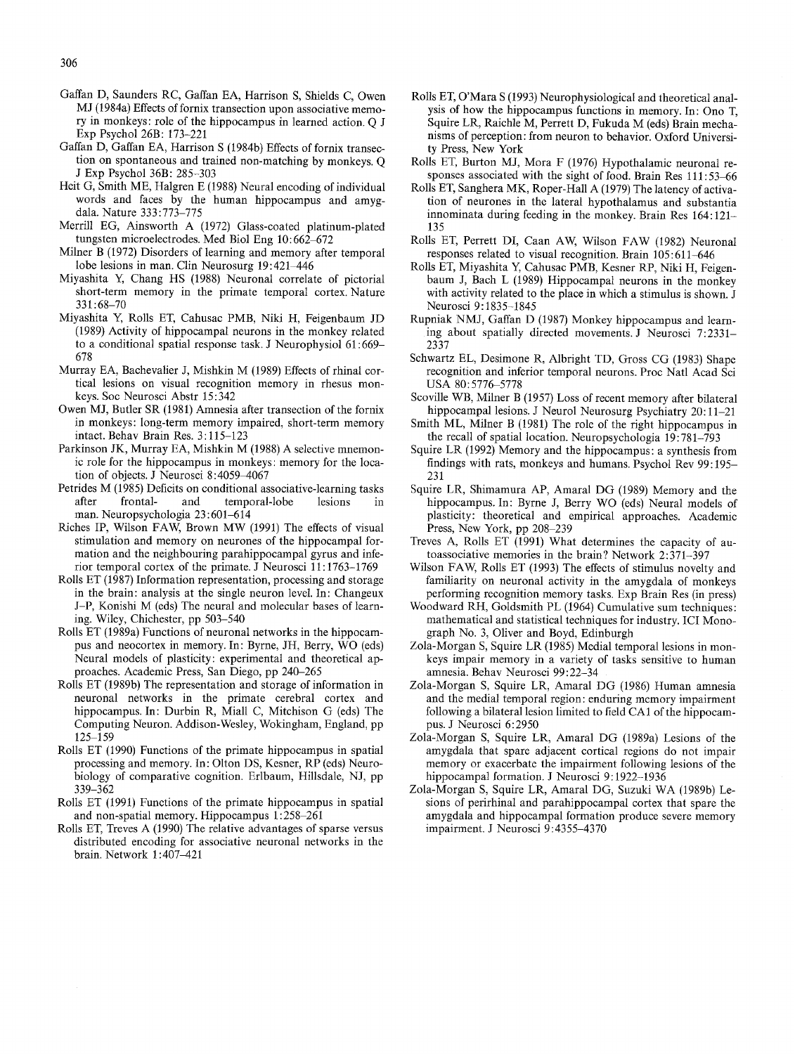Gaffan D, Saunders RC, Gaffan EA, Harrison S, Shields C, Owen MJ (1984a) Effects of fornix transection upon associative memory in monkeys: role of the hippocampus in learned action. Q J Exp Psychol 26B: 173–221

Gaffan D, Gaffan EA, Harrison S (1984b) Effects of fornix transection on spontaneous and trained non-matching by monkeys. Q J Exp Psychol 36B: 285–303

Heit G, Smith ME, Halgren E (1988) Neural encoding of individual words and faces by the human hippocampus and amygdala. Nature 333:773–775

Merrill EG, Ainsworth A (1972) Glass-coated platinum-plated tungsten microelectrodes. Med Biol Eng 10:662–672

Milner B (1972) Disorders of learning and memory after temporal lobe lesions in man. Clin Neurosurg 19:421–446

Miyashita Y, Chang HS (1988) Neuronal correlate of pictorial short-term memory in the primate temporal cortex. Nature 331:68–70

Miyashita Y, Rolls ET, Cahusac PMB, Niki H, Feigenbaum JD (1989) Activity of hippocampal neurons in the monkey related to a conditional spatial response task. J Neurophysiol 61:669–678

Murray EA, Bachevalier J, Mishkin M (1989) Effects of rhinal cortical lesions on visual recognition memory in rhesus monkeys. Soc Neurosci Abstr 15:342

Owen MJ, Butler SR (1981) Amnesia after transection of the fornix in monkeys: long-term memory impaired, short-term memory intact. Behav Brain Res. 3:115–123

Parkinson JK, Murray EA, Mishkin M (1988) A selective mnemonic role for the hippocampus in monkeys: memory for the location of objects. J Neurosci 8:4059–4067

Petrides M (1985) Deficits on conditional associative-learning tasks after frontal- and temporal-lobe lesions in man. Neuropsychologia 23:601–614

Riches IP, Wilson FAW, Brown MW (1991) The effects of visual stimulation and memory on neurones of the hippocampal formation and the neighbouring parahippocampal gyrus and inferior temporal cortex of the primate. J Neurosci 11:1763–1769

Rolls ET (1987) Information representation, processing and storage in the brain: analysis at the single neuron level. In: Changeux J-P, Konishi M (eds) The neural and molecular bases of learning. Wiley, Chichester, pp 503–540

Rolls ET (1989a) Functions of neuronal networks in the hippocampus and neocortex in memory. In: Byrne, JH, Berry, WO (eds) Neural models of plasticity: experimental and theoretical approaches. Academic Press, San Diego, pp 240–265

Rolls ET (1989b) The representation and storage of information in neuronal networks in the primate cerebral cortex and hippocampus. In: Durbin R, Miall C, Mitchison G (eds) The Computing Neuron. Addison-Wesley, Wokingham, England, pp 125–159

Rolls ET (1990) Functions of the primate hippocampus in spatial processing and memory. In: Olton DS, Kesner, RP (eds) Neurobiology of comparative cognition. Erlbaum, Hillsdale, NJ, pp 339–362

Rolls ET (1991) Functions of the primate hippocampus in spatial and non-spatial memory. Hippocampus 1:258–261

Rolls ET, Treves A (1990) The relative advantages of sparse versus distributed encoding for associative neuronal networks in the brain. Network 1:407–421

Rolls ET, O'Mara S (1993) Neurophysiological and theoretical analysis of how the hippocampus functions in memory. In: Ono T, Squire LR, Raichle M, Perrett D, Fukuda M (eds) Brain mechanisms of perception: from neuron to behavior. Oxford University Press, New York

Rolls ET, Burton MJ, Mora F (1976) Hypothalamic neuronal responses associated with the sight of food. Brain Res 111:53–66

Rolls ET, Sanghera MK, Roper-Hall A (1979) The latency of activation of neurones in the lateral hypothalamus and substantia innominata during feeding in the monkey. Brain Res 164:121–135

Rolls ET, Perrett DI, Caan AW, Wilson FAW (1982) Neuronal responses related to visual recognition. Brain 105:611–646

Rolls ET, Miyashita Y, Cahusac PMB, Kesner RP, Niki H, Feigenbaum J, Bach L (1989) Hippocampal neurons in the monkey with activity related to the place in which a stimulus is shown. J Neurosci 9:1835–1845

Rupniak NMJ, Gaffan D (1987) Monkey hippocampus and learning about spatially directed movements. J Neurosci 7:2331–2337

Schwartz EL, Desimone R, Albright TD, Gross CG (1983) Shape recognition and inferior temporal neurons. Proc Natl Acad Sci USA 80:5776–5778

Scoville WB, Milner B (1957) Loss of recent memory after bilateral hippocampal lesions. J Neurol Neurosurg Psychiatry 20:11–21

Smith ML, Milner B (1981) The role of the right hippocampus in the recall of spatial location. Neuropsychologia 19:781–793

Squire LR (1992) Memory and the hippocampus: a synthesis from findings with rats, monkeys and humans. Psychol Rev 99:195–231

Squire LR, Shimamura AP, Amaral DG (1989) Memory and the hippocampus. In: Byrne J, Berry WO (eds) Neural models of plasticity: theoretical and empirical approaches. Academic Press, New York, pp 208–239

Treves A, Rolls ET (1991) What determines the capacity of autoassociative memories in the brain? Network 2:371–397

Wilson FAW, Rolls ET (1993) The effects of stimulus novelty and familiarity on neuronal activity in the amygdala of monkeys performing recognition memory tasks. Exp Brain Res (in press)

Woodward RH, Goldsmith PL (1964) Cumulative sum techniques: mathematical and statistical techniques for industry. ICI Monograph No. 3, Oliver and Boyd, Edinburgh

Zola-Morgan S, Squire LR (1985) Medial temporal lesions in monkeys impair memory in a variety of tasks sensitive to human amnesia. Behav Neurosci 99:22–34

Zola-Morgan S, Squire LR, Amaral DG (1986) Human amnesia and the medial temporal region: enduring memory impairment following a bilateral lesion limited to field CA1 of the hippocampus. J Neurosci 6:2950

Zola-Morgan S, Squire LR, Amaral DG (1989a) Lesions of the amygdala that spare adjacent cortical regions do not impair memory or exacerbate the impairment following lesions of the hippocampal formation. J Neurosci 9:1922–1936

Zola-Morgan S, Squire LR, Amaral DG, Suzuki WA (1989b) Lesions of perirhinal and parahippocampal cortex that spare the amygdala and hippocampal formation produce severe memory impairment. J Neurosci 9:4355–4370